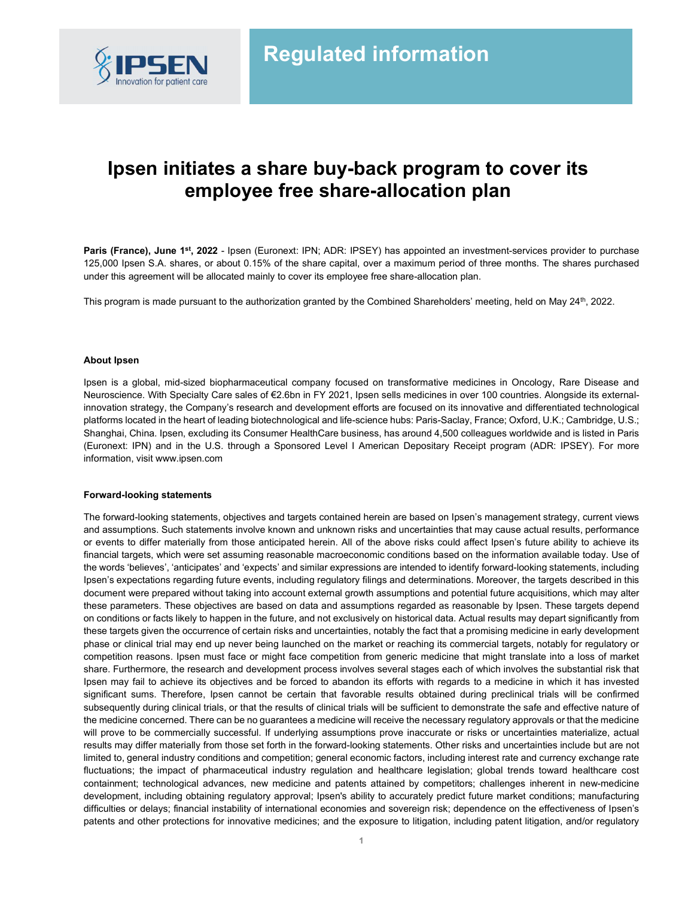Regulated information

# Ipsen initiates a share buy-back program to cover its employee free share-allocation plan

**Paris (France), June 1st, 2022** - Ipsen (Euronext: IPN; ADR: IPSEY) has appointed an investment-services provider to purchase 125,000 Ipsen S.A. shares, or about 0.15% of the share capital, over a maximum period of three months. The shares purchased under this agreement will be allocated mainly to cover its employee free share-allocation plan.

This program is made pursuant to the authorization granted by the Combined Shareholders' meeting, held on May 24th, 2022.

**About Ipsen**

Ipsen is a global, mid-sized biopharmaceutical company focused on transformative medicines in Oncology, Rare Disease and Neuroscience. With Specialty Care sales of €2.6bn in FY 2021, Ipsen sells medicines in over 100 countries. Alongside its external-innovation strategy, the Company's research and development efforts are focused on its innovative and differentiated technological platforms located in the heart of leading biotechnological and life-science hubs: Paris-Saclay, France; Oxford, U.K.; Cambridge, U.S.; Shanghai, China. Ipsen, excluding its Consumer HealthCare business, has around 4,500 colleagues worldwide and is listed in Paris (Euronext: IPN) and in the U.S. through a Sponsored Level I American Depositary Receipt program (ADR: IPSEY). For more information, visit www.ipsen.com

**Forward-looking statements**

The forward-looking statements, objectives and targets contained herein are based on Ipsen's management strategy, current views and assumptions. Such statements involve known and unknown risks and uncertainties that may cause actual results, performance or events to differ materially from those anticipated herein. All of the above risks could affect Ipsen's future ability to achieve its financial targets, which were set assuming reasonable macroeconomic conditions based on the information available today. Use of the words 'believes', 'anticipates' and 'expects' and similar expressions are intended to identify forward-looking statements, including Ipsen's expectations regarding future events, including regulatory filings and determinations. Moreover, the targets described in this document were prepared without taking into account external growth assumptions and potential future acquisitions, which may alter these parameters. These objectives are based on data and assumptions regarded as reasonable by Ipsen. These targets depend on conditions or facts likely to happen in the future, and not exclusively on historical data. Actual results may depart significantly from these targets given the occurrence of certain risks and uncertainties, notably the fact that a promising medicine in early development phase or clinical trial may end up never being launched on the market or reaching its commercial targets, notably for regulatory or competition reasons. Ipsen must face or might face competition from generic medicine that might translate into a loss of market share. Furthermore, the research and development process involves several stages each of which involves the substantial risk that Ipsen may fail to achieve its objectives and be forced to abandon its efforts with regards to a medicine in which it has invested significant sums. Therefore, Ipsen cannot be certain that favorable results obtained during preclinical trials will be confirmed subsequently during clinical trials, or that the results of clinical trials will be sufficient to demonstrate the safe and effective nature of the medicine concerned. There can be no guarantees a medicine will receive the necessary regulatory approvals or that the medicine will prove to be commercially successful. If underlying assumptions prove inaccurate or risks or uncertainties materialize, actual results may differ materially from those set forth in the forward-looking statements. Other risks and uncertainties include but are not limited to, general industry conditions and competition; general economic factors, including interest rate and currency exchange rate fluctuations; the impact of pharmaceutical industry regulation and healthcare legislation; global trends toward healthcare cost containment; technological advances, new medicine and patents attained by competitors; challenges inherent in new-medicine development, including obtaining regulatory approval; Ipsen's ability to accurately predict future market conditions; manufacturing difficulties or delays; financial instability of international economies and sovereign risk; dependence on the effectiveness of Ipsen's patents and other protections for innovative medicines; and the exposure to litigation, including patent litigation, and/or regulatory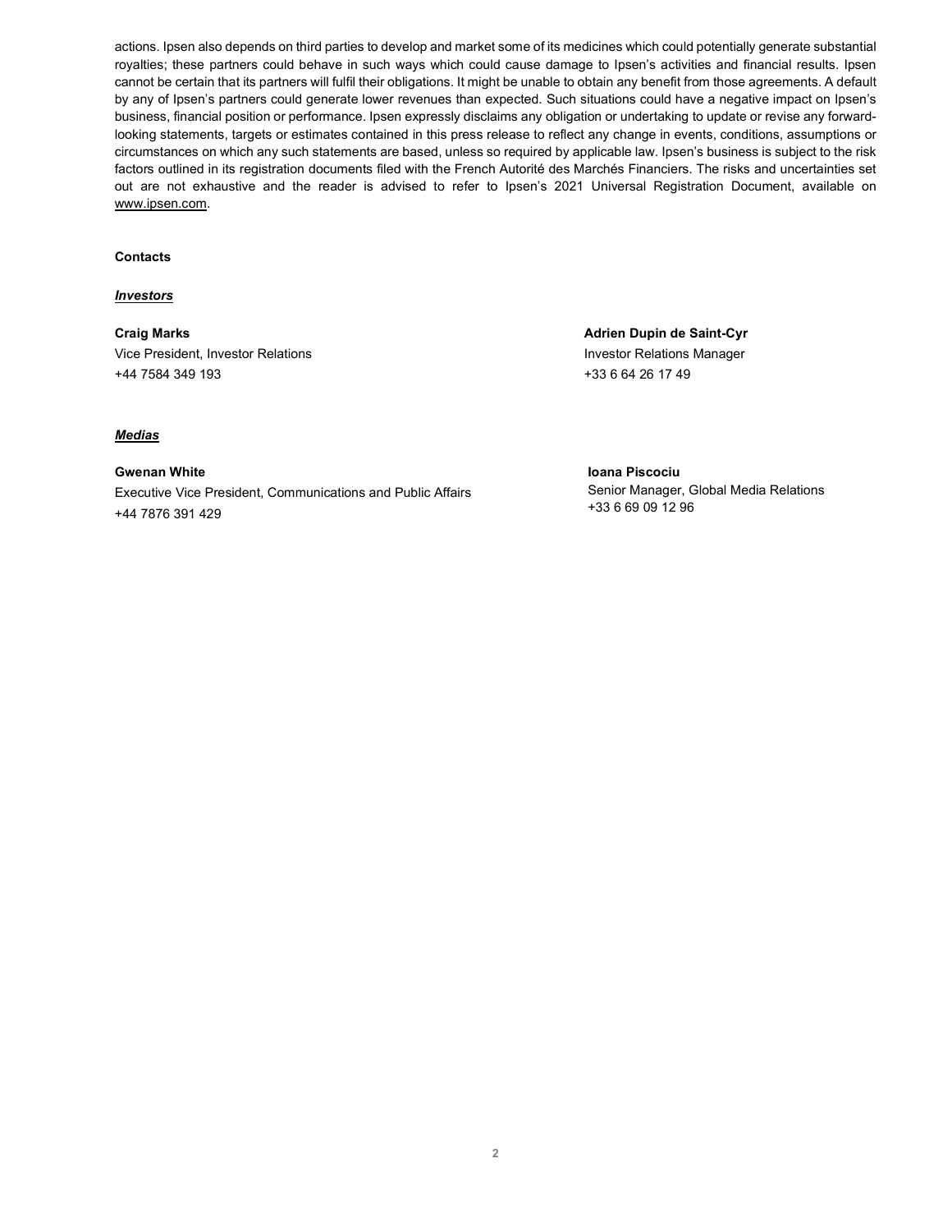actions. Ipsen also depends on third parties to develop and market some of its medicines which could potentially generate substantial royalties; these partners could behave in such ways which could cause damage to Ipsen's activities and financial results. Ipsen cannot be certain that its partners will fulfil their obligations. It might be unable to obtain any benefit from those agreements. A default by any of Ipsen's partners could generate lower revenues than expected. Such situations could have a negative impact on Ipsen's business, financial position or performance. Ipsen expressly disclaims any obligation or undertaking to update or revise any forward-looking statements, targets or estimates contained in this press release to reflect any change in events, conditions, assumptions or circumstances on which any such statements are based, unless so required by applicable law. Ipsen's business is subject to the risk factors outlined in its registration documents filed with the French Autorité des Marchés Financiers. The risks and uncertainties set out are not exhaustive and the reader is advised to refer to Ipsen's 2021 Universal Registration Document, available on www.ipsen.com.

**Contacts**

***Investors***

**Craig Marks**
Vice President, Investor Relations
+44 7584 349 193

**Adrien Dupin de Saint-Cyr**
Investor Relations Manager
+33 6 64 26 17 49

***Medias***

**Gwenan White**
Executive Vice President, Communications and Public Affairs
+44 7876 391 429

**Ioana Piscociu**
Senior Manager, Global Media Relations
+33 6 69 09 12 96